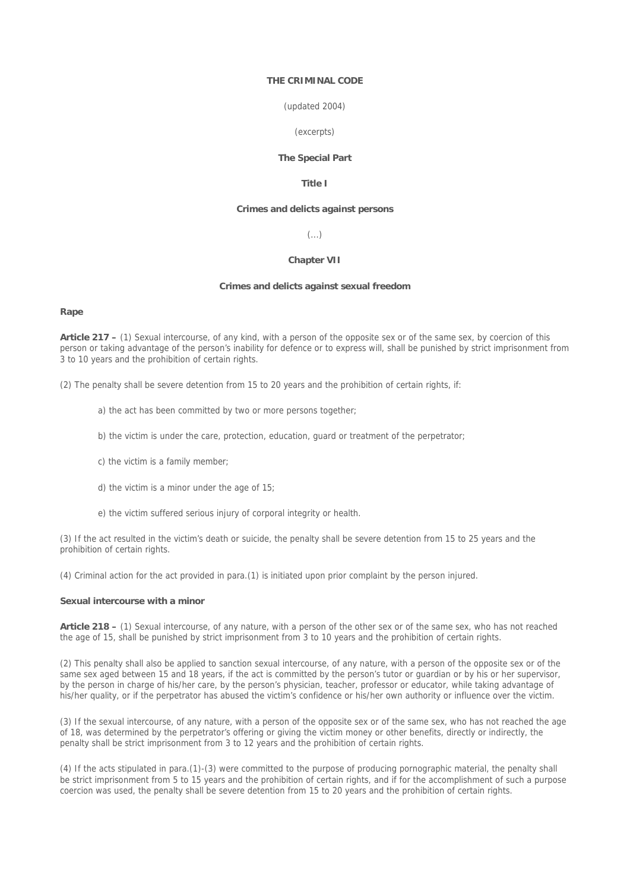# THE CRIMINAL CODE

(updated 2004)

(excerpts)

## The Special Part

### Title I

### Crimes and delicts against persons

(...)

### Chapter VII

### Crimes and delicts against sexual freedom

**Rape**

**Article 217 –** (1) Sexual intercourse, of any kind, with a person of the opposite sex or of the same sex, by coercion of this person or taking advantage of the person's inability for defence or to express will, shall be punished by strict imprisonment from 3 to 10 years and the prohibition of certain rights.

(2) The penalty shall be severe detention from 15 to 20 years and the prohibition of certain rights, if:

a) the act has been committed by two or more persons together;

b) the victim is under the care, protection, education, guard or treatment of the perpetrator;

c) the victim is a family member;

d) the victim is a minor under the age of 15;

e) the victim suffered serious injury of corporal integrity or health.

(3) If the act resulted in the victim's death or suicide, the penalty shall be severe detention from 15 to 25 years and the prohibition of certain rights.

(4) Criminal action for the act provided in para.(1) is initiated upon prior complaint by the person injured.

**Sexual intercourse with a minor**

**Article 218 –** (1) Sexual intercourse, of any nature, with a person of the other sex or of the same sex, who has not reached the age of 15, shall be punished by strict imprisonment from 3 to 10 years and the prohibition of certain rights.

(2) This penalty shall also be applied to sanction sexual intercourse, of any nature, with a person of the opposite sex or of the same sex aged between 15 and 18 years, if the act is committed by the person's tutor or guardian or by his or her supervisor, by the person in charge of his/her care, by the person's physician, teacher, professor or educator, while taking advantage of his/her quality, or if the perpetrator has abused the victim's confidence or his/her own authority or influence over the victim.

(3) If the sexual intercourse, of any nature, with a person of the opposite sex or of the same sex, who has not reached the age of 18, was determined by the perpetrator's offering or giving the victim money or other benefits, directly or indirectly, the penalty shall be strict imprisonment from 3 to 12 years and the prohibition of certain rights.

(4) If the acts stipulated in para.(1)-(3) were committed to the purpose of producing pornographic material, the penalty shall be strict imprisonment from 5 to 15 years and the prohibition of certain rights, and if for the accomplishment of such a purpose coercion was used, the penalty shall be severe detention from 15 to 20 years and the prohibition of certain rights.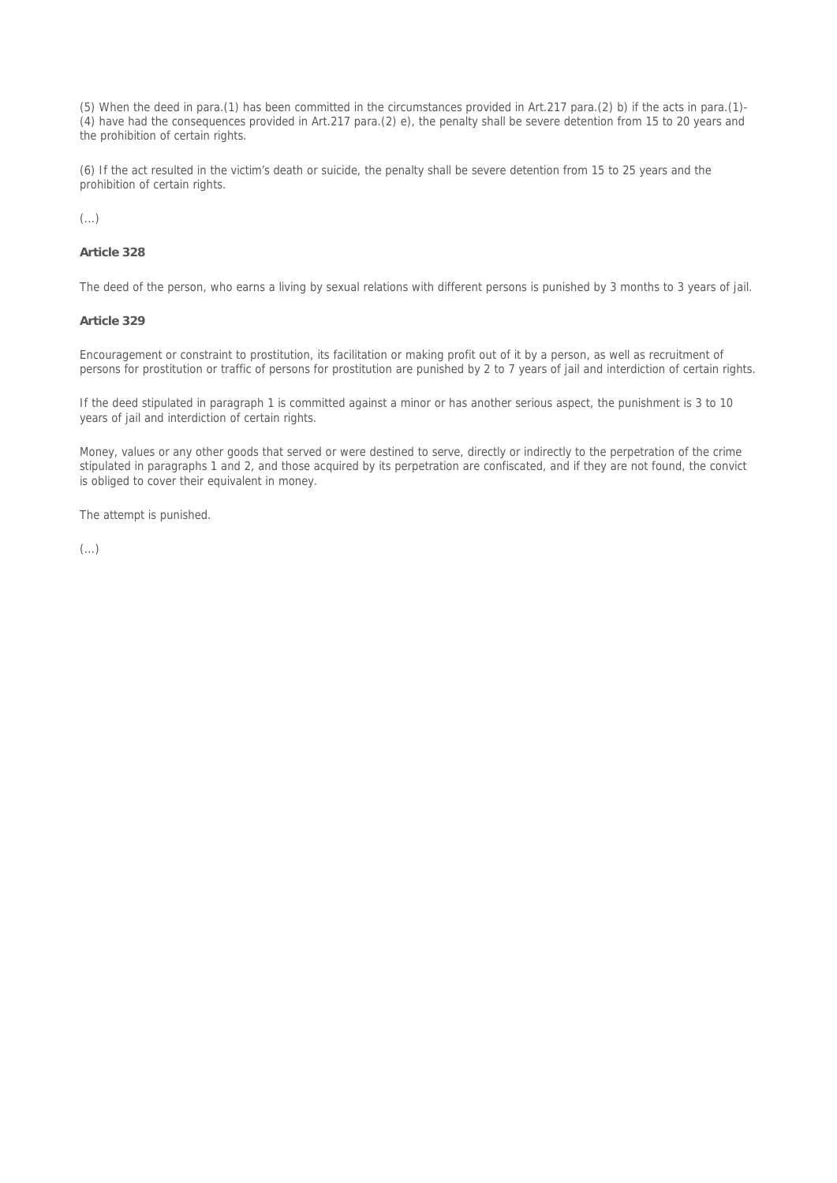(5) When the deed in para.(1) has been committed in the circumstances provided in Art.217 para.(2) b) if the acts in para.(1)-(4) have had the consequences provided in Art.217 para.(2) e), the penalty shall be severe detention from 15 to 20 years and the prohibition of certain rights.

(6) If the act resulted in the victim's death or suicide, the penalty shall be severe detention from 15 to 25 years and the prohibition of certain rights.

(...)

**Article 328**

The deed of the person, who earns a living by sexual relations with different persons is punished by 3 months to 3 years of jail.

**Article 329**

Encouragement or constraint to prostitution, its facilitation or making profit out of it by a person, as well as recruitment of persons for prostitution or traffic of persons for prostitution are punished by 2 to 7 years of jail and interdiction of certain rights.

If the deed stipulated in paragraph 1 is committed against a minor or has another serious aspect, the punishment is 3 to 10 years of jail and interdiction of certain rights.

Money, values or any other goods that served or were destined to serve, directly or indirectly to the perpetration of the crime stipulated in paragraphs 1 and 2, and those acquired by its perpetration are confiscated, and if they are not found, the convict is obliged to cover their equivalent in money.

The attempt is punished.

(...)